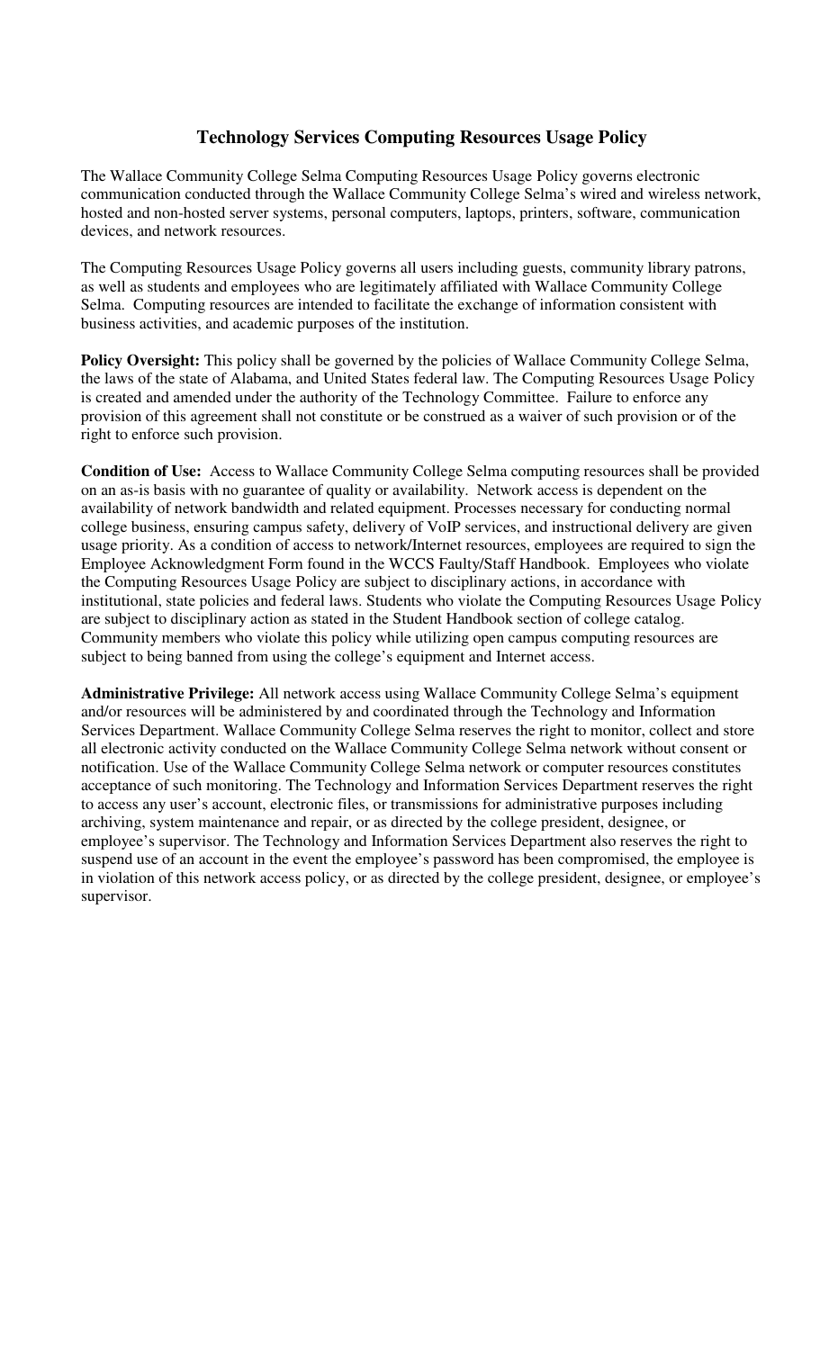# Technology Services Computing Resources Usage Policy

The Wallace Community College Selma Computing Resources Usage Policy governs electronic communication conducted through the Wallace Community College Selma's wired and wireless network, hosted and non-hosted server systems, personal computers, laptops, printers, software, communication devices, and network resources.

The Computing Resources Usage Policy governs all users including guests, community library patrons, as well as students and employees who are legitimately affiliated with Wallace Community College Selma. Computing resources are intended to facilitate the exchange of information consistent with business activities, and academic purposes of the institution.

**Policy Oversight:** This policy shall be governed by the policies of Wallace Community College Selma, the laws of the state of Alabama, and United States federal law. The Computing Resources Usage Policy is created and amended under the authority of the Technology Committee. Failure to enforce any provision of this agreement shall not constitute or be construed as a waiver of such provision or of the right to enforce such provision.

**Condition of Use:** Access to Wallace Community College Selma computing resources shall be provided on an as-is basis with no guarantee of quality or availability. Network access is dependent on the availability of network bandwidth and related equipment. Processes necessary for conducting normal college business, ensuring campus safety, delivery of VoIP services, and instructional delivery are given usage priority. As a condition of access to network/Internet resources, employees are required to sign the Employee Acknowledgment Form found in the WCCS Faulty/Staff Handbook. Employees who violate the Computing Resources Usage Policy are subject to disciplinary actions, in accordance with institutional, state policies and federal laws. Students who violate the Computing Resources Usage Policy are subject to disciplinary action as stated in the Student Handbook section of college catalog. Community members who violate this policy while utilizing open campus computing resources are subject to being banned from using the college's equipment and Internet access.

**Administrative Privilege:** All network access using Wallace Community College Selma's equipment and/or resources will be administered by and coordinated through the Technology and Information Services Department. Wallace Community College Selma reserves the right to monitor, collect and store all electronic activity conducted on the Wallace Community College Selma network without consent or notification. Use of the Wallace Community College Selma network or computer resources constitutes acceptance of such monitoring. The Technology and Information Services Department reserves the right to access any user's account, electronic files, or transmissions for administrative purposes including archiving, system maintenance and repair, or as directed by the college president, designee, or employee's supervisor. The Technology and Information Services Department also reserves the right to suspend use of an account in the event the employee's password has been compromised, the employee is in violation of this network access policy, or as directed by the college president, designee, or employee's supervisor.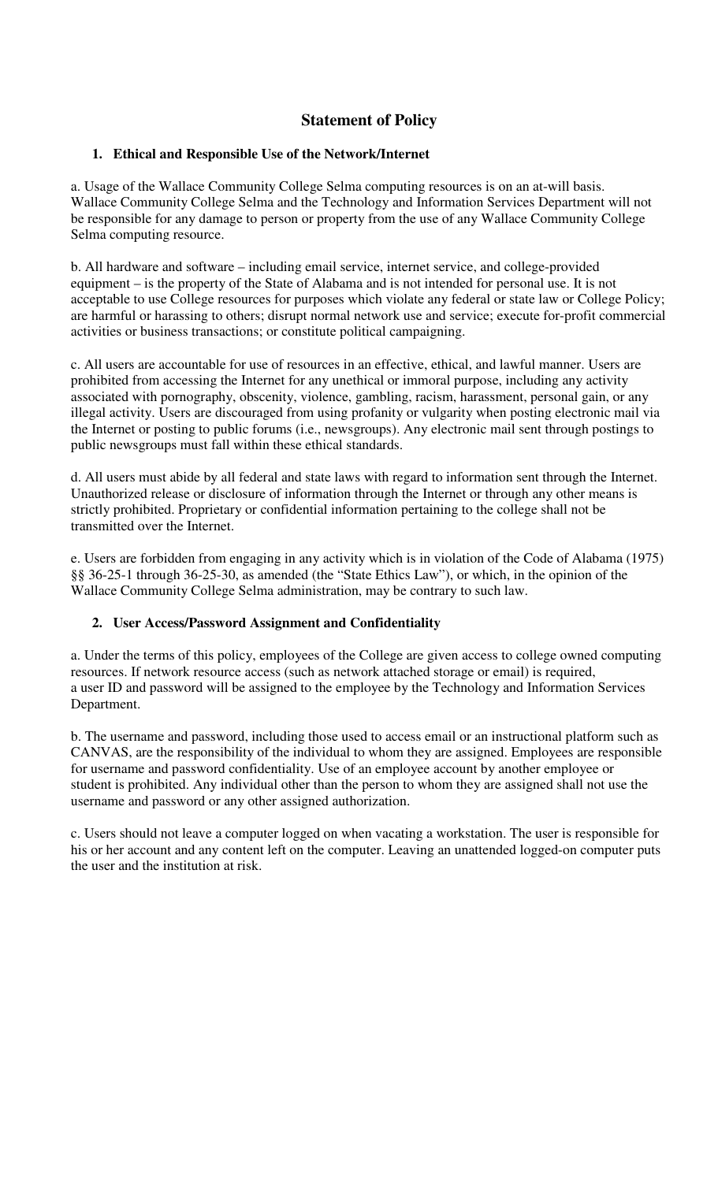# Statement of Policy

## 1. Ethical and Responsible Use of the Network/Internet

a. Usage of the Wallace Community College Selma computing resources is on an at-will basis. Wallace Community College Selma and the Technology and Information Services Department will not be responsible for any damage to person or property from the use of any Wallace Community College Selma computing resource.

b. All hardware and software – including email service, internet service, and college-provided equipment – is the property of the State of Alabama and is not intended for personal use. It is not acceptable to use College resources for purposes which violate any federal or state law or College Policy; are harmful or harassing to others; disrupt normal network use and service; execute for-profit commercial activities or business transactions; or constitute political campaigning.

c. All users are accountable for use of resources in an effective, ethical, and lawful manner. Users are prohibited from accessing the Internet for any unethical or immoral purpose, including any activity associated with pornography, obscenity, violence, gambling, racism, harassment, personal gain, or any illegal activity. Users are discouraged from using profanity or vulgarity when posting electronic mail via the Internet or posting to public forums (i.e., newsgroups). Any electronic mail sent through postings to public newsgroups must fall within these ethical standards.

d. All users must abide by all federal and state laws with regard to information sent through the Internet. Unauthorized release or disclosure of information through the Internet or through any other means is strictly prohibited. Proprietary or confidential information pertaining to the college shall not be transmitted over the Internet.

e. Users are forbidden from engaging in any activity which is in violation of the Code of Alabama (1975) §§ 36-25-1 through 36-25-30, as amended (the "State Ethics Law"), or which, in the opinion of the Wallace Community College Selma administration, may be contrary to such law.

## 2. User Access/Password Assignment and Confidentiality

a. Under the terms of this policy, employees of the College are given access to college owned computing resources. If network resource access (such as network attached storage or email) is required, a user ID and password will be assigned to the employee by the Technology and Information Services Department.

b. The username and password, including those used to access email or an instructional platform such as CANVAS, are the responsibility of the individual to whom they are assigned. Employees are responsible for username and password confidentiality. Use of an employee account by another employee or student is prohibited. Any individual other than the person to whom they are assigned shall not use the username and password or any other assigned authorization.

c. Users should not leave a computer logged on when vacating a workstation. The user is responsible for his or her account and any content left on the computer. Leaving an unattended logged-on computer puts the user and the institution at risk.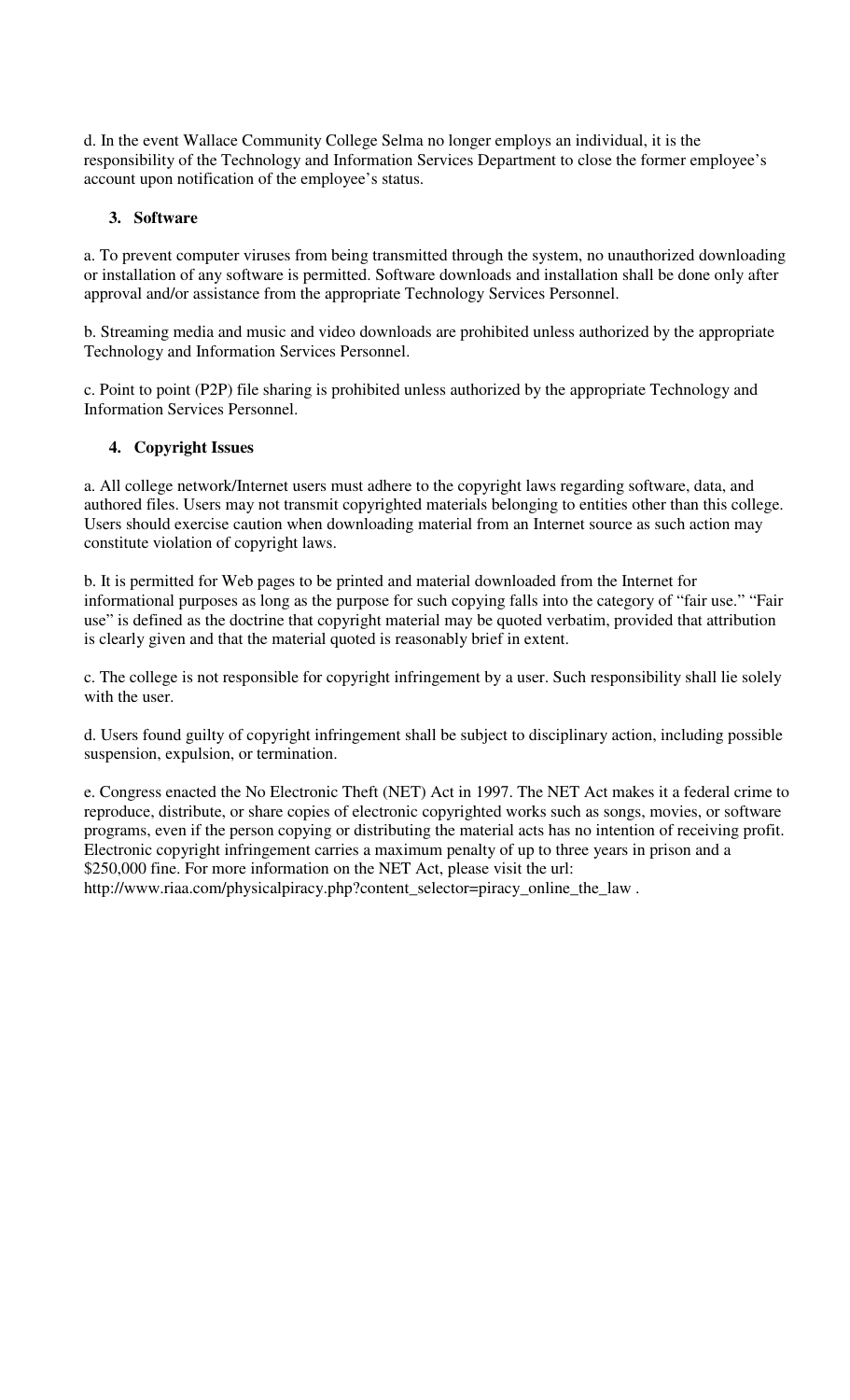d. In the event Wallace Community College Selma no longer employs an individual, it is the responsibility of the Technology and Information Services Department to close the former employee's account upon notification of the employee's status.

**3. Software**

a. To prevent computer viruses from being transmitted through the system, no unauthorized downloading or installation of any software is permitted. Software downloads and installation shall be done only after approval and/or assistance from the appropriate Technology Services Personnel.

b. Streaming media and music and video downloads are prohibited unless authorized by the appropriate Technology and Information Services Personnel.

c. Point to point (P2P) file sharing is prohibited unless authorized by the appropriate Technology and Information Services Personnel.

**4. Copyright Issues**

a. All college network/Internet users must adhere to the copyright laws regarding software, data, and authored files. Users may not transmit copyrighted materials belonging to entities other than this college. Users should exercise caution when downloading material from an Internet source as such action may constitute violation of copyright laws.

b. It is permitted for Web pages to be printed and material downloaded from the Internet for informational purposes as long as the purpose for such copying falls into the category of "fair use." "Fair use" is defined as the doctrine that copyright material may be quoted verbatim, provided that attribution is clearly given and that the material quoted is reasonably brief in extent.

c. The college is not responsible for copyright infringement by a user. Such responsibility shall lie solely with the user.

d. Users found guilty of copyright infringement shall be subject to disciplinary action, including possible suspension, expulsion, or termination.

e. Congress enacted the No Electronic Theft (NET) Act in 1997. The NET Act makes it a federal crime to reproduce, distribute, or share copies of electronic copyrighted works such as songs, movies, or software programs, even if the person copying or distributing the material acts has no intention of receiving profit. Electronic copyright infringement carries a maximum penalty of up to three years in prison and a $250,000 fine. For more information on the NET Act, please visit the url: http://www.riaa.com/physicalpiracy.php?content_selector=piracy_online_the_law .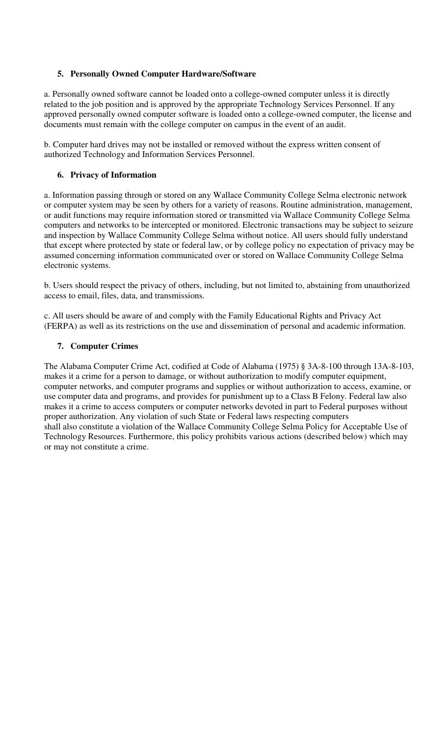## 5. Personally Owned Computer Hardware/Software

a. Personally owned software cannot be loaded onto a college-owned computer unless it is directly related to the job position and is approved by the appropriate Technology Services Personnel. If any approved personally owned computer software is loaded onto a college-owned computer, the license and documents must remain with the college computer on campus in the event of an audit.

b. Computer hard drives may not be installed or removed without the express written consent of authorized Technology and Information Services Personnel.

## 6. Privacy of Information

a. Information passing through or stored on any Wallace Community College Selma electronic network or computer system may be seen by others for a variety of reasons. Routine administration, management, or audit functions may require information stored or transmitted via Wallace Community College Selma computers and networks to be intercepted or monitored. Electronic transactions may be subject to seizure and inspection by Wallace Community College Selma without notice. All users should fully understand that except where protected by state or federal law, or by college policy no expectation of privacy may be assumed concerning information communicated over or stored on Wallace Community College Selma electronic systems.

b. Users should respect the privacy of others, including, but not limited to, abstaining from unauthorized access to email, files, data, and transmissions.

c. All users should be aware of and comply with the Family Educational Rights and Privacy Act (FERPA) as well as its restrictions on the use and dissemination of personal and academic information.

## 7. Computer Crimes

The Alabama Computer Crime Act, codified at Code of Alabama (1975) § 3A-8-100 through 13A-8-103, makes it a crime for a person to damage, or without authorization to modify computer equipment, computer networks, and computer programs and supplies or without authorization to access, examine, or use computer data and programs, and provides for punishment up to a Class B Felony. Federal law also makes it a crime to access computers or computer networks devoted in part to Federal purposes without proper authorization. Any violation of such State or Federal laws respecting computers shall also constitute a violation of the Wallace Community College Selma Policy for Acceptable Use of Technology Resources. Furthermore, this policy prohibits various actions (described below) which may or may not constitute a crime.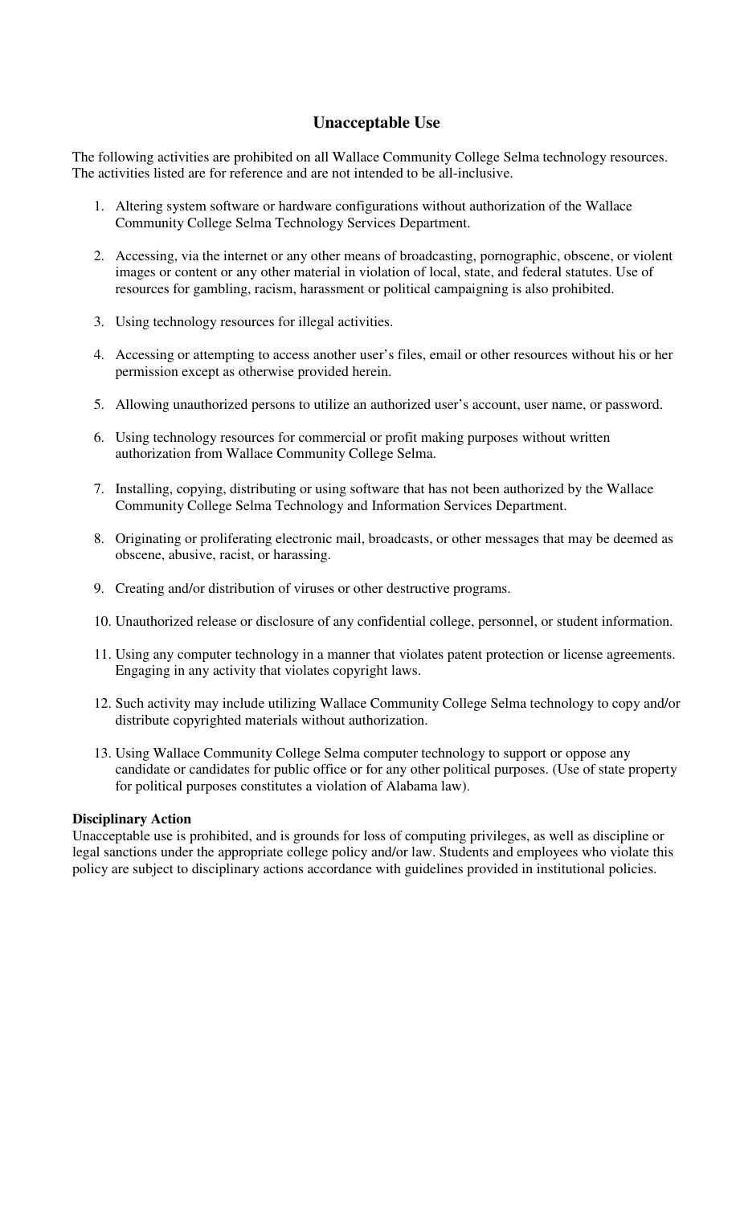## Unacceptable Use

The following activities are prohibited on all Wallace Community College Selma technology resources. The activities listed are for reference and are not intended to be all-inclusive.

1. Altering system software or hardware configurations without authorization of the Wallace Community College Selma Technology Services Department.
2. Accessing, via the internet or any other means of broadcasting, pornographic, obscene, or violent images or content or any other material in violation of local, state, and federal statutes. Use of resources for gambling, racism, harassment or political campaigning is also prohibited.
3. Using technology resources for illegal activities.
4. Accessing or attempting to access another user's files, email or other resources without his or her permission except as otherwise provided herein.
5. Allowing unauthorized persons to utilize an authorized user's account, user name, or password.
6. Using technology resources for commercial or profit making purposes without written authorization from Wallace Community College Selma.
7. Installing, copying, distributing or using software that has not been authorized by the Wallace Community College Selma Technology and Information Services Department.
8. Originating or proliferating electronic mail, broadcasts, or other messages that may be deemed as obscene, abusive, racist, or harassing.
9. Creating and/or distribution of viruses or other destructive programs.
10. Unauthorized release or disclosure of any confidential college, personnel, or student information.
11. Using any computer technology in a manner that violates patent protection or license agreements. Engaging in any activity that violates copyright laws.
12. Such activity may include utilizing Wallace Community College Selma technology to copy and/or distribute copyrighted materials without authorization.
13. Using Wallace Community College Selma computer technology to support or oppose any candidate or candidates for public office or for any other political purposes. (Use of state property for political purposes constitutes a violation of Alabama law).

**Disciplinary Action**

Unacceptable use is prohibited, and is grounds for loss of computing privileges, as well as discipline or legal sanctions under the appropriate college policy and/or law. Students and employees who violate this policy are subject to disciplinary actions accordance with guidelines provided in institutional policies.